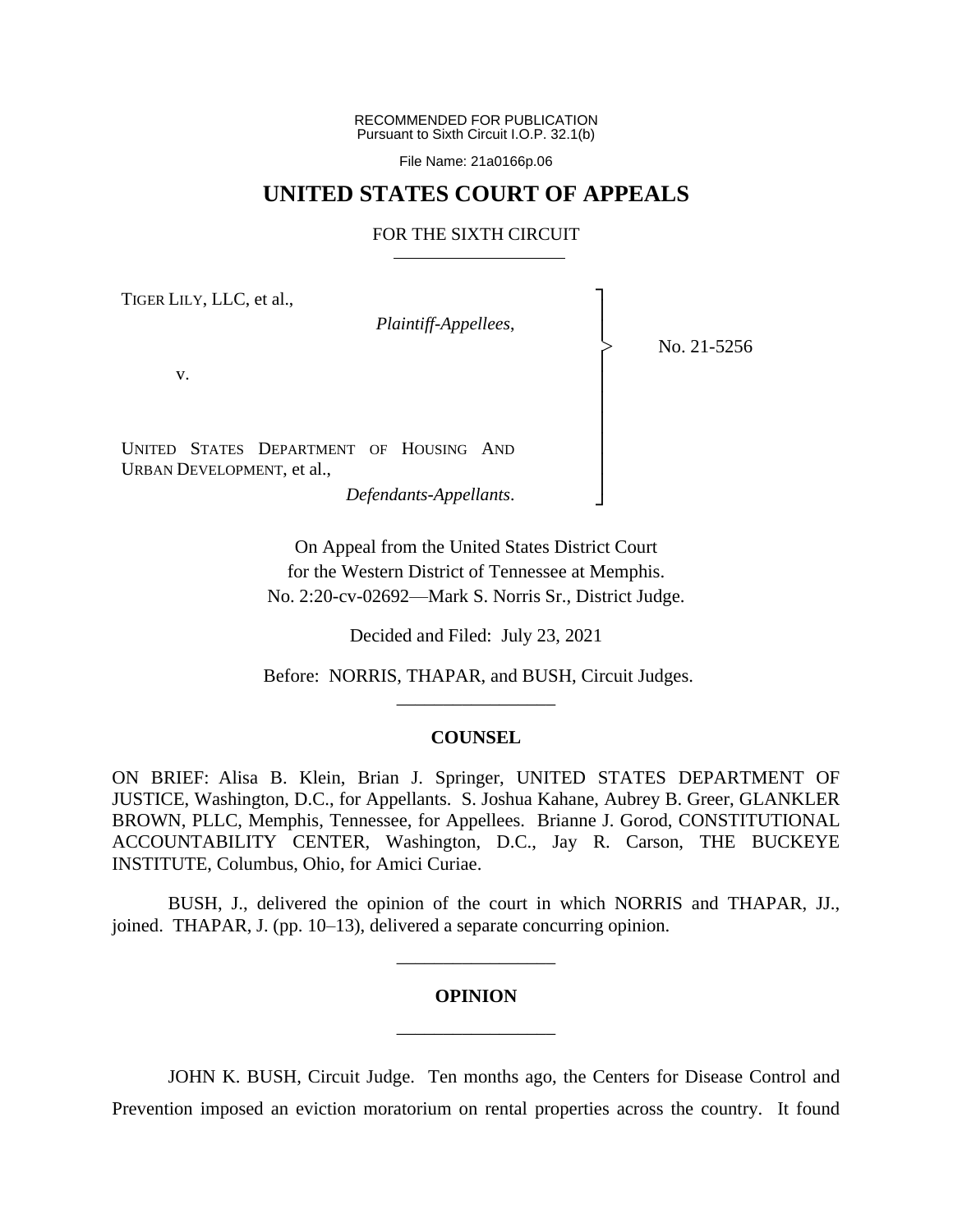RECOMMENDED FOR PUBLICATION
Pursuant to Sixth Circuit I.O.P. 32.1(b)

File Name: 21a0166p.06

# UNITED STATES COURT OF APPEALS

## FOR THE SIXTH CIRCUIT

TIGER LILY, LLC, et al.,

*Plaintiff-Appellees*,

v.

UNITED STATES DEPARTMENT OF HOUSING AND URBAN DEVELOPMENT, et al.,

*Defendants-Appellants*.

No. 21-5256

On Appeal from the United States District Court
for the Western District of Tennessee at Memphis.
No. 2:20-cv-02692—Mark S. Norris Sr., District Judge.

Decided and Filed: July 23, 2021

Before: NORRIS, THAPAR, and BUSH, Circuit Judges.

---

**COUNSEL**

ON BRIEF: Alisa B. Klein, Brian J. Springer, UNITED STATES DEPARTMENT OF JUSTICE, Washington, D.C., for Appellants. S. Joshua Kahane, Aubrey B. Greer, GLANKLER BROWN, PLLC, Memphis, Tennessee, for Appellees. Brianne J. Gorod, CONSTITUTIONAL ACCOUNTABILITY CENTER, Washington, D.C., Jay R. Carson, THE BUCKEYE INSTITUTE, Columbus, Ohio, for Amici Curiae.

BUSH, J., delivered the opinion of the court in which NORRIS and THAPAR, JJ., joined. THAPAR, J. (pp. 10–13), delivered a separate concurring opinion.

---

**OPINION**

---

JOHN K. BUSH, Circuit Judge. Ten months ago, the Centers for Disease Control and Prevention imposed an eviction moratorium on rental properties across the country. It found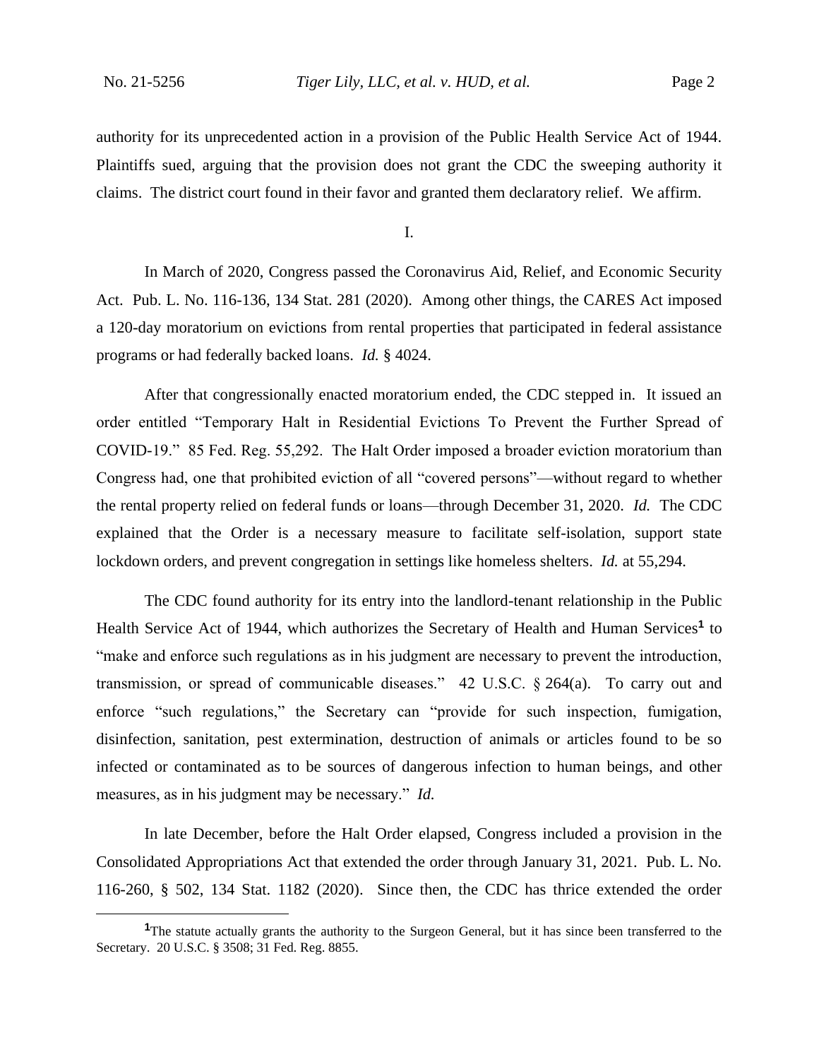authority for its unprecedented action in a provision of the Public Health Service Act of 1944. Plaintiffs sued, arguing that the provision does not grant the CDC the sweeping authority it claims. The district court found in their favor and granted them declaratory relief. We affirm.

## I.

In March of 2020, Congress passed the Coronavirus Aid, Relief, and Economic Security Act. Pub. L. No. 116-136, 134 Stat. 281 (2020). Among other things, the CARES Act imposed a 120-day moratorium on evictions from rental properties that participated in federal assistance programs or had federally backed loans. *Id.* § 4024.

After that congressionally enacted moratorium ended, the CDC stepped in. It issued an order entitled "Temporary Halt in Residential Evictions To Prevent the Further Spread of COVID-19." 85 Fed. Reg. 55,292. The Halt Order imposed a broader eviction moratorium than Congress had, one that prohibited eviction of all "covered persons"—without regard to whether the rental property relied on federal funds or loans—through December 31, 2020. *Id.* The CDC explained that the Order is a necessary measure to facilitate self-isolation, support state lockdown orders, and prevent congregation in settings like homeless shelters. *Id.* at 55,294.

The CDC found authority for its entry into the landlord-tenant relationship in the Public Health Service Act of 1944, which authorizes the Secretary of Health and Human Services[1] to "make and enforce such regulations as in his judgment are necessary to prevent the introduction, transmission, or spread of communicable diseases." 42 U.S.C. § 264(a). To carry out and enforce "such regulations," the Secretary can "provide for such inspection, fumigation, disinfection, sanitation, pest extermination, destruction of animals or articles found to be so infected or contaminated as to be sources of dangerous infection to human beings, and other measures, as in his judgment may be necessary." *Id.*

In late December, before the Halt Order elapsed, Congress included a provision in the Consolidated Appropriations Act that extended the order through January 31, 2021. Pub. L. No. 116-260, § 502, 134 Stat. 1182 (2020). Since then, the CDC has thrice extended the order

[1] The statute actually grants the authority to the Surgeon General, but it has since been transferred to the Secretary. 20 U.S.C. § 3508; 31 Fed. Reg. 8855.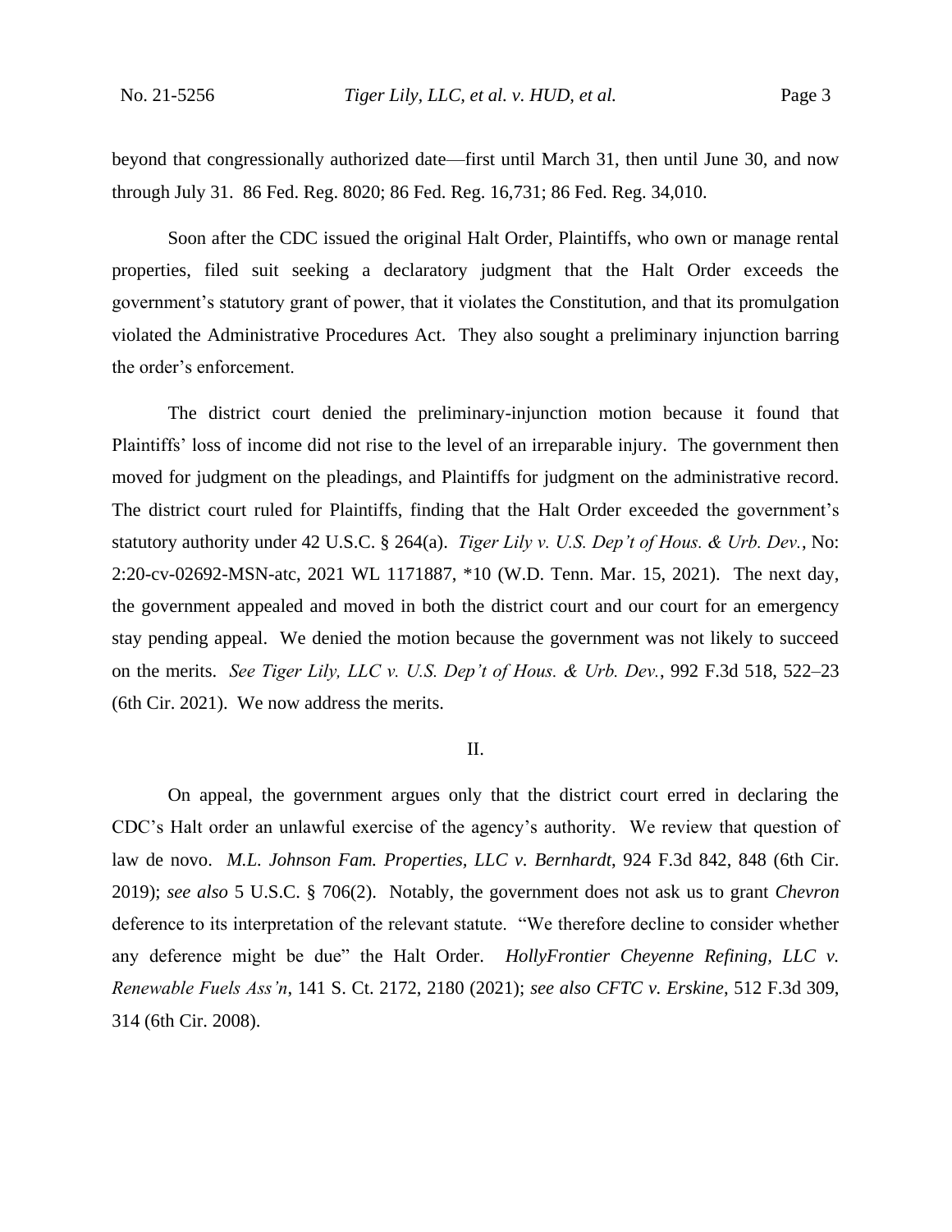beyond that congressionally authorized date—first until March 31, then until June 30, and now through July 31. 86 Fed. Reg. 8020; 86 Fed. Reg. 16,731; 86 Fed. Reg. 34,010.

Soon after the CDC issued the original Halt Order, Plaintiffs, who own or manage rental properties, filed suit seeking a declaratory judgment that the Halt Order exceeds the government's statutory grant of power, that it violates the Constitution, and that its promulgation violated the Administrative Procedures Act. They also sought a preliminary injunction barring the order's enforcement.

The district court denied the preliminary-injunction motion because it found that Plaintiffs' loss of income did not rise to the level of an irreparable injury. The government then moved for judgment on the pleadings, and Plaintiffs for judgment on the administrative record. The district court ruled for Plaintiffs, finding that the Halt Order exceeded the government's statutory authority under 42 U.S.C. § 264(a). *Tiger Lily v. U.S. Dep't of Hous. & Urb. Dev.*, No: 2:20-cv-02692-MSN-atc, 2021 WL 1171887, *10 (W.D. Tenn. Mar. 15, 2021). The next day, the government appealed and moved in both the district court and our court for an emergency stay pending appeal. We denied the motion because the government was not likely to succeed on the merits. *See Tiger Lily, LLC v. U.S. Dep't of Hous. & Urb. Dev.*, 992 F.3d 518, 522–23 (6th Cir. 2021). We now address the merits.

## II.

On appeal, the government argues only that the district court erred in declaring the CDC's Halt order an unlawful exercise of the agency's authority. We review that question of law de novo. *M.L. Johnson Fam. Properties, LLC v. Bernhardt*, 924 F.3d 842, 848 (6th Cir. 2019); *see also* 5 U.S.C. § 706(2). Notably, the government does not ask us to grant *Chevron* deference to its interpretation of the relevant statute. "We therefore decline to consider whether any deference might be due" the Halt Order. *HollyFrontier Cheyenne Refining, LLC v. Renewable Fuels Ass'n*, 141 S. Ct. 2172, 2180 (2021); *see also CFTC v. Erskine*, 512 F.3d 309, 314 (6th Cir. 2008).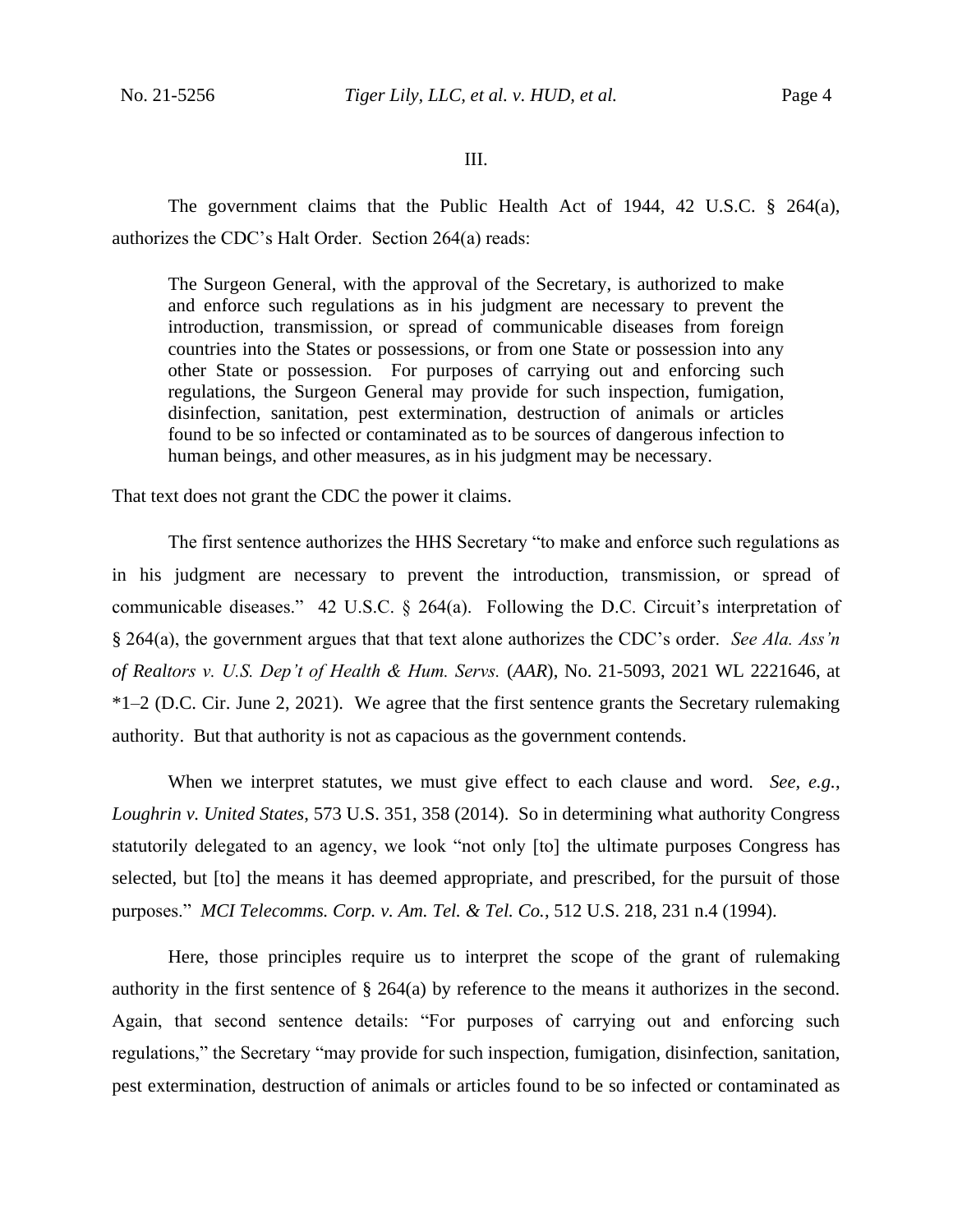III.

The government claims that the Public Health Act of 1944, 42 U.S.C. § 264(a), authorizes the CDC's Halt Order. Section 264(a) reads:

> The Surgeon General, with the approval of the Secretary, is authorized to make and enforce such regulations as in his judgment are necessary to prevent the introduction, transmission, or spread of communicable diseases from foreign countries into the States or possessions, or from one State or possession into any other State or possession. For purposes of carrying out and enforcing such regulations, the Surgeon General may provide for such inspection, fumigation, disinfection, sanitation, pest extermination, destruction of animals or articles found to be so infected or contaminated as to be sources of dangerous infection to human beings, and other measures, as in his judgment may be necessary.

That text does not grant the CDC the power it claims.

The first sentence authorizes the HHS Secretary "to make and enforce such regulations as in his judgment are necessary to prevent the introduction, transmission, or spread of communicable diseases." 42 U.S.C. § 264(a). Following the D.C. Circuit's interpretation of § 264(a), the government argues that that text alone authorizes the CDC's order. *See Ala. Ass'n of Realtors v. U.S. Dep't of Health & Hum. Servs.* (*AAR*), No. 21-5093, 2021 WL 2221646, at *1–2 (D.C. Cir. June 2, 2021). We agree that the first sentence grants the Secretary rulemaking authority. But that authority is not as capacious as the government contends.

When we interpret statutes, we must give effect to each clause and word. *See, e.g.*, *Loughrin v. United States*, 573 U.S. 351, 358 (2014). So in determining what authority Congress statutorily delegated to an agency, we look "not only [to] the ultimate purposes Congress has selected, but [to] the means it has deemed appropriate, and prescribed, for the pursuit of those purposes." *MCI Telecomms. Corp. v. Am. Tel. & Tel. Co.*, 512 U.S. 218, 231 n.4 (1994).

Here, those principles require us to interpret the scope of the grant of rulemaking authority in the first sentence of § 264(a) by reference to the means it authorizes in the second. Again, that second sentence details: "For purposes of carrying out and enforcing such regulations," the Secretary "may provide for such inspection, fumigation, disinfection, sanitation, pest extermination, destruction of animals or articles found to be so infected or contaminated as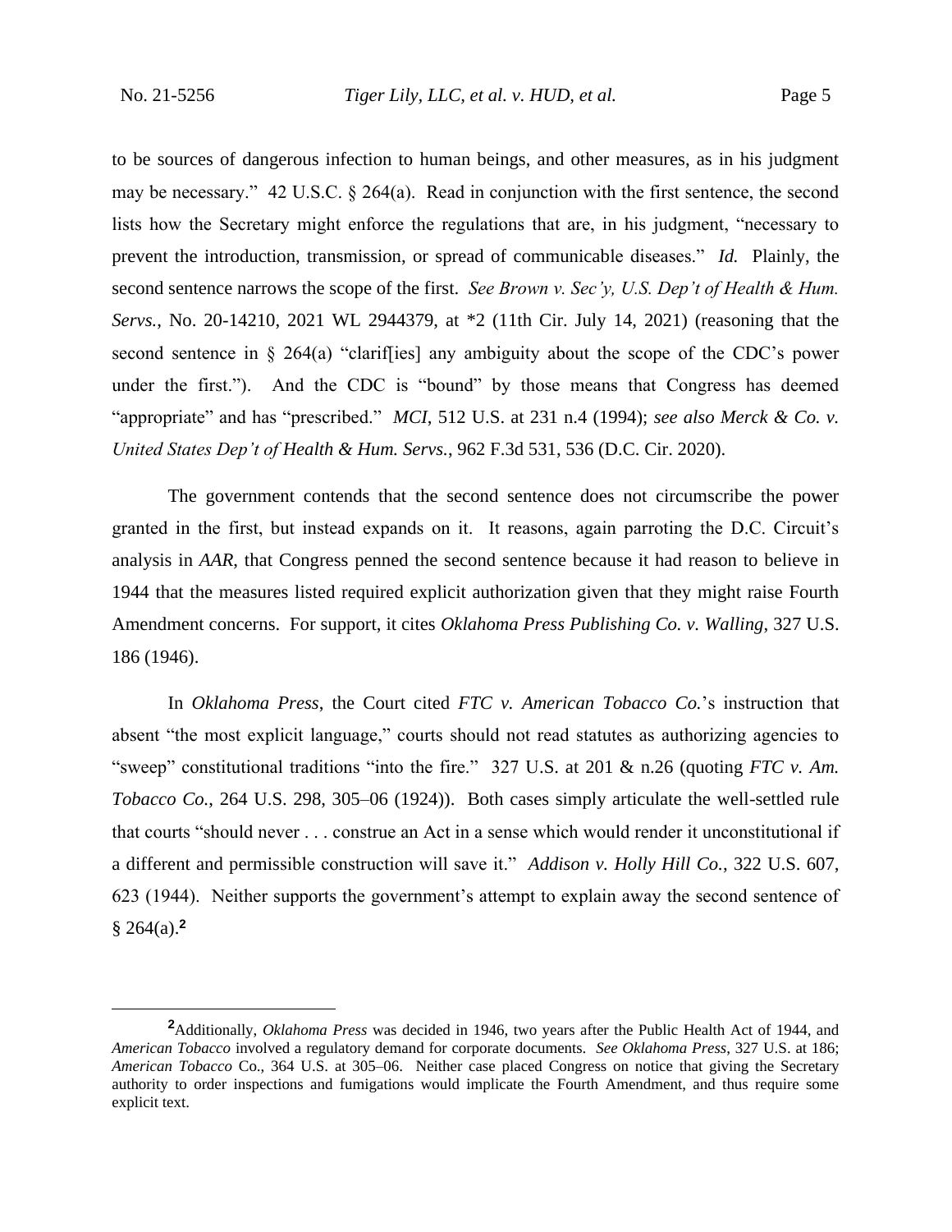to be sources of dangerous infection to human beings, and other measures, as in his judgment may be necessary." 42 U.S.C. § 264(a). Read in conjunction with the first sentence, the second lists how the Secretary might enforce the regulations that are, in his judgment, "necessary to prevent the introduction, transmission, or spread of communicable diseases." *Id.* Plainly, the second sentence narrows the scope of the first. *See Brown v. Sec'y, U.S. Dep't of Health & Hum. Servs.*, No. 20-14210, 2021 WL 2944379, at *2 (11th Cir. July 14, 2021) (reasoning that the second sentence in § 264(a) "clarif[ies] any ambiguity about the scope of the CDC's power under the first."). And the CDC is "bound" by those means that Congress has deemed "appropriate" and has "prescribed." *MCI*, 512 U.S. at 231 n.4 (1994); *see also Merck & Co. v. United States Dep't of Health & Hum. Servs.*, 962 F.3d 531, 536 (D.C. Cir. 2020).

The government contends that the second sentence does not circumscribe the power granted in the first, but instead expands on it. It reasons, again parroting the D.C. Circuit's analysis in *AAR*, that Congress penned the second sentence because it had reason to believe in 1944 that the measures listed required explicit authorization given that they might raise Fourth Amendment concerns. For support, it cites *Oklahoma Press Publishing Co. v. Walling*, 327 U.S. 186 (1946).

In *Oklahoma Press*, the Court cited *FTC v. American Tobacco Co.*'s instruction that absent "the most explicit language," courts should not read statutes as authorizing agencies to "sweep" constitutional traditions "into the fire." 327 U.S. at 201 & n.26 (quoting *FTC v. Am. Tobacco Co.*, 264 U.S. 298, 305–06 (1924)). Both cases simply articulate the well-settled rule that courts "should never . . . construe an Act in a sense which would render it unconstitutional if a different and permissible construction will save it." *Addison v. Holly Hill Co.*, 322 U.S. 607, 623 (1944). Neither supports the government's attempt to explain away the second sentence of § 264(a).[2]

[2] Additionally, *Oklahoma Press* was decided in 1946, two years after the Public Health Act of 1944, and *American Tobacco* involved a regulatory demand for corporate documents. *See Oklahoma Press*, 327 U.S. at 186; *American Tobacco* Co., 364 U.S. at 305–06. Neither case placed Congress on notice that giving the Secretary authority to order inspections and fumigations would implicate the Fourth Amendment, and thus require some explicit text.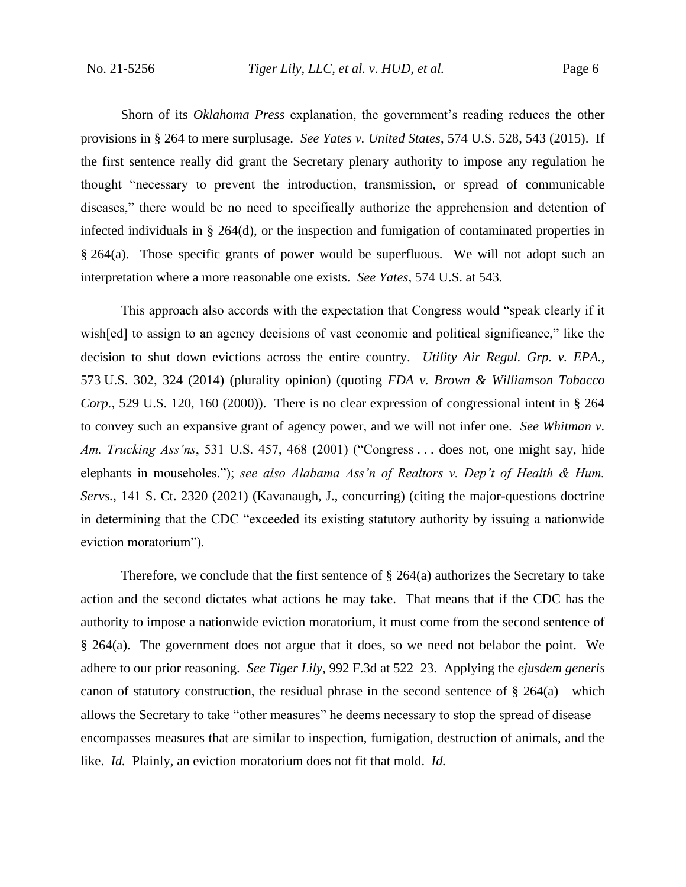Shorn of its *Oklahoma Press* explanation, the government's reading reduces the other provisions in § 264 to mere surplusage. *See Yates v. United States*, 574 U.S. 528, 543 (2015). If the first sentence really did grant the Secretary plenary authority to impose any regulation he thought "necessary to prevent the introduction, transmission, or spread of communicable diseases," there would be no need to specifically authorize the apprehension and detention of infected individuals in § 264(d), or the inspection and fumigation of contaminated properties in § 264(a). Those specific grants of power would be superfluous. We will not adopt such an interpretation where a more reasonable one exists. *See Yates*, 574 U.S. at 543.

This approach also accords with the expectation that Congress would "speak clearly if it wish[ed] to assign to an agency decisions of vast economic and political significance," like the decision to shut down evictions across the entire country. *Utility Air Regul. Grp. v. EPA.*, 573 U.S. 302, 324 (2014) (plurality opinion) (quoting *FDA v. Brown & Williamson Tobacco Corp.*, 529 U.S. 120, 160 (2000)). There is no clear expression of congressional intent in § 264 to convey such an expansive grant of agency power, and we will not infer one. *See Whitman v. Am. Trucking Ass'ns*, 531 U.S. 457, 468 (2001) ("Congress . . . does not, one might say, hide elephants in mouseholes."); *see also Alabama Ass'n of Realtors v. Dep't of Health & Hum. Servs.*, 141 S. Ct. 2320 (2021) (Kavanaugh, J., concurring) (citing the major-questions doctrine in determining that the CDC "exceeded its existing statutory authority by issuing a nationwide eviction moratorium").

Therefore, we conclude that the first sentence of § 264(a) authorizes the Secretary to take action and the second dictates what actions he may take. That means that if the CDC has the authority to impose a nationwide eviction moratorium, it must come from the second sentence of § 264(a). The government does not argue that it does, so we need not belabor the point. We adhere to our prior reasoning. *See Tiger Lily*, 992 F.3d at 522–23. Applying the *ejusdem generis* canon of statutory construction, the residual phrase in the second sentence of § 264(a)—which allows the Secretary to take "other measures" he deems necessary to stop the spread of disease—encompasses measures that are similar to inspection, fumigation, destruction of animals, and the like. *Id.* Plainly, an eviction moratorium does not fit that mold. *Id.*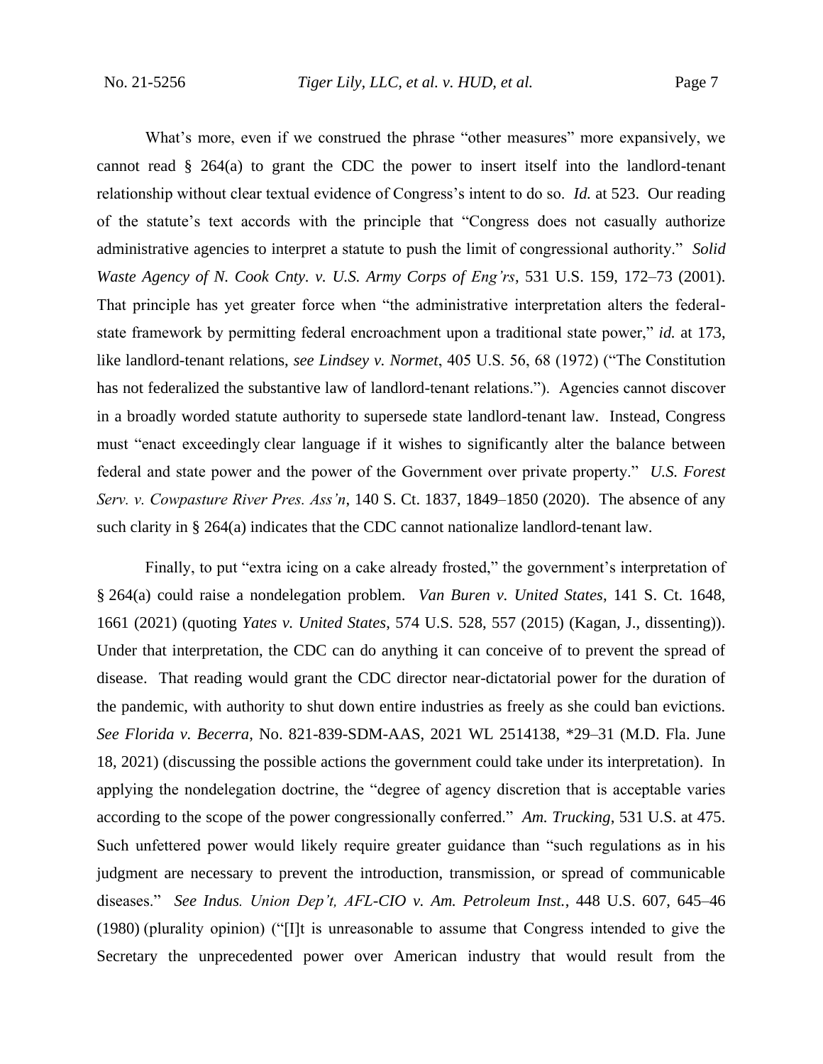What's more, even if we construed the phrase "other measures" more expansively, we cannot read § 264(a) to grant the CDC the power to insert itself into the landlord-tenant relationship without clear textual evidence of Congress's intent to do so. *Id.* at 523. Our reading of the statute's text accords with the principle that "Congress does not casually authorize administrative agencies to interpret a statute to push the limit of congressional authority." *Solid Waste Agency of N. Cook Cnty. v. U.S. Army Corps of Eng'rs*, 531 U.S. 159, 172–73 (2001). That principle has yet greater force when "the administrative interpretation alters the federal-state framework by permitting federal encroachment upon a traditional state power," *id.* at 173, like landlord-tenant relations, *see Lindsey v. Normet*, 405 U.S. 56, 68 (1972) ("The Constitution has not federalized the substantive law of landlord-tenant relations."). Agencies cannot discover in a broadly worded statute authority to supersede state landlord-tenant law. Instead, Congress must "enact exceedingly clear language if it wishes to significantly alter the balance between federal and state power and the power of the Government over private property." *U.S. Forest Serv. v. Cowpasture River Pres. Ass'n*, 140 S. Ct. 1837, 1849–1850 (2020). The absence of any such clarity in § 264(a) indicates that the CDC cannot nationalize landlord-tenant law.

Finally, to put "extra icing on a cake already frosted," the government's interpretation of § 264(a) could raise a nondelegation problem. *Van Buren v. United States*, 141 S. Ct. 1648, 1661 (2021) (quoting *Yates v. United States*, 574 U.S. 528, 557 (2015) (Kagan, J., dissenting)). Under that interpretation, the CDC can do anything it can conceive of to prevent the spread of disease. That reading would grant the CDC director near-dictatorial power for the duration of the pandemic, with authority to shut down entire industries as freely as she could ban evictions. *See Florida v. Becerra*, No. 821-839-SDM-AAS, 2021 WL 2514138, *29–31 (M.D. Fla. June 18, 2021) (discussing the possible actions the government could take under its interpretation). In applying the nondelegation doctrine, the "degree of agency discretion that is acceptable varies according to the scope of the power congressionally conferred." *Am. Trucking*, 531 U.S. at 475. Such unfettered power would likely require greater guidance than "such regulations as in his judgment are necessary to prevent the introduction, transmission, or spread of communicable diseases." *See Indus. Union Dep't, AFL-CIO v. Am. Petroleum Inst.*, 448 U.S. 607, 645–46 (1980) (plurality opinion) ("[I]t is unreasonable to assume that Congress intended to give the Secretary the unprecedented power over American industry that would result from the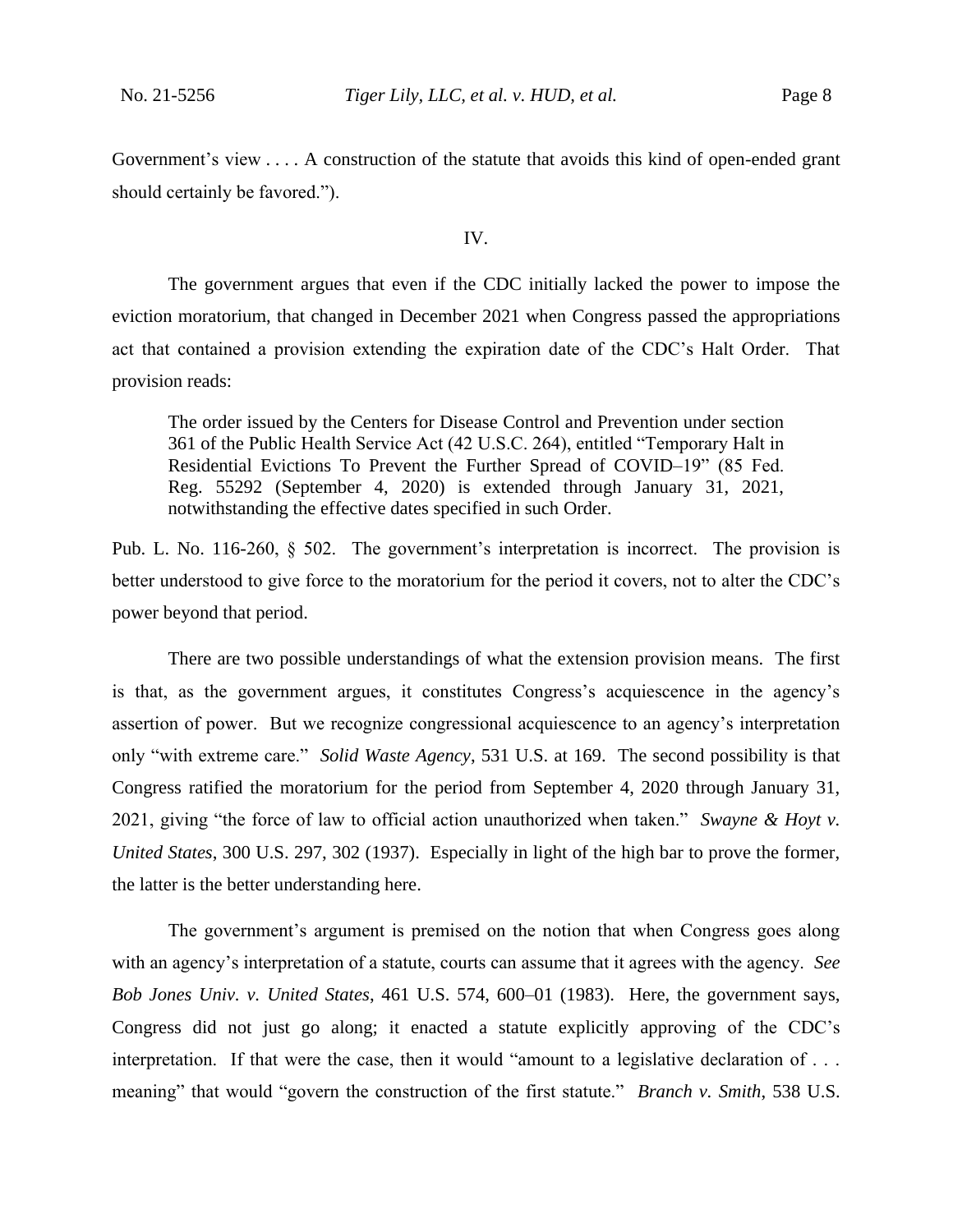Government's view . . . . A construction of the statute that avoids this kind of open-ended grant should certainly be favored.").

IV.

The government argues that even if the CDC initially lacked the power to impose the eviction moratorium, that changed in December 2021 when Congress passed the appropriations act that contained a provision extending the expiration date of the CDC's Halt Order. That provision reads:

> The order issued by the Centers for Disease Control and Prevention under section 361 of the Public Health Service Act (42 U.S.C. 264), entitled "Temporary Halt in Residential Evictions To Prevent the Further Spread of COVID–19" (85 Fed. Reg. 55292 (September 4, 2020) is extended through January 31, 2021, notwithstanding the effective dates specified in such Order.

Pub. L. No. 116-260, § 502. The government's interpretation is incorrect. The provision is better understood to give force to the moratorium for the period it covers, not to alter the CDC's power beyond that period.

There are two possible understandings of what the extension provision means. The first is that, as the government argues, it constitutes Congress's acquiescence in the agency's assertion of power. But we recognize congressional acquiescence to an agency's interpretation only "with extreme care." *Solid Waste Agency*, 531 U.S. at 169. The second possibility is that Congress ratified the moratorium for the period from September 4, 2020 through January 31, 2021, giving "the force of law to official action unauthorized when taken." *Swayne & Hoyt v. United States*, 300 U.S. 297, 302 (1937). Especially in light of the high bar to prove the former, the latter is the better understanding here.

The government's argument is premised on the notion that when Congress goes along with an agency's interpretation of a statute, courts can assume that it agrees with the agency. *See Bob Jones Univ. v. United States*, 461 U.S. 574, 600–01 (1983). Here, the government says, Congress did not just go along; it enacted a statute explicitly approving of the CDC's interpretation. If that were the case, then it would "amount to a legislative declaration of . . . meaning" that would "govern the construction of the first statute." *Branch v. Smith*, 538 U.S.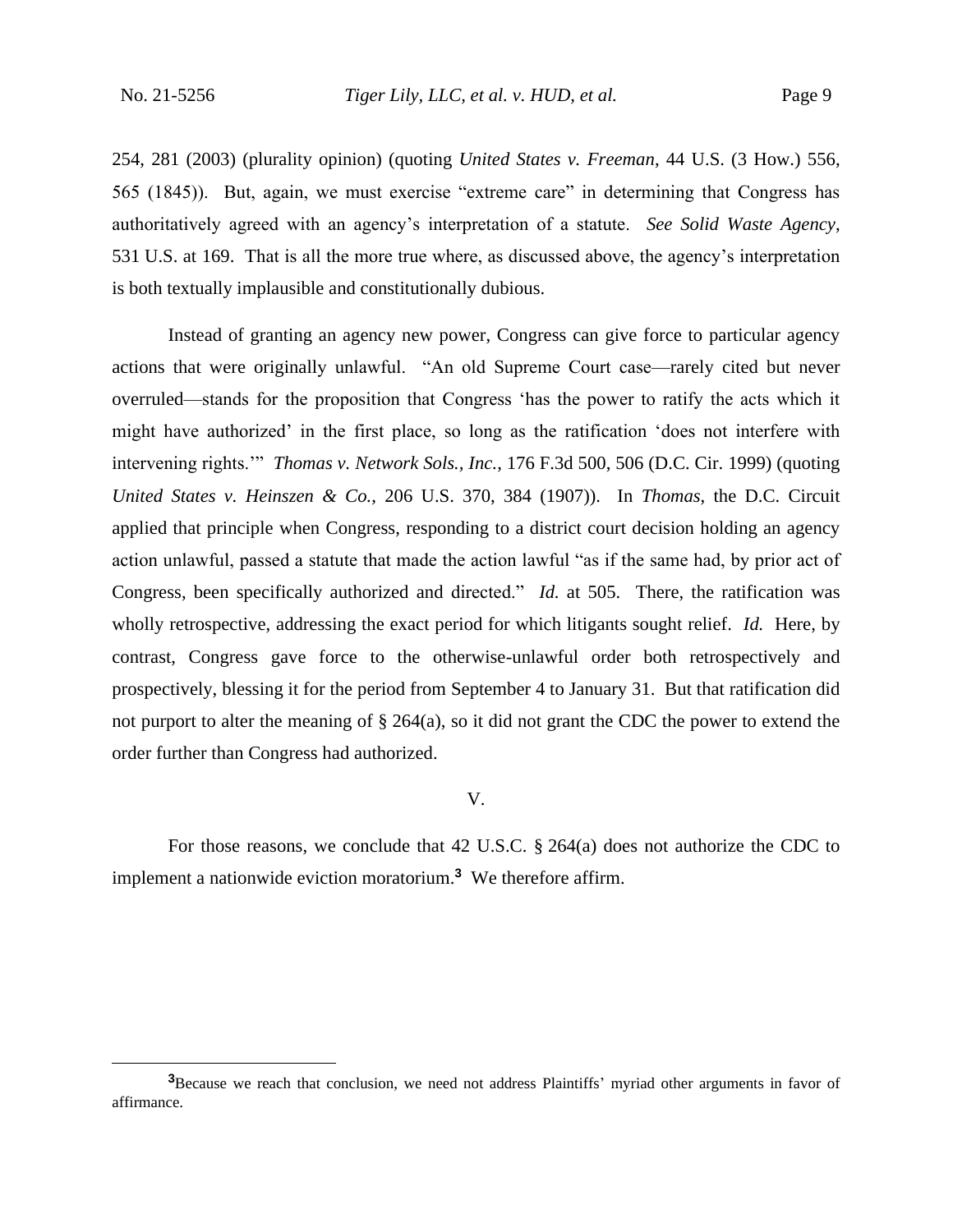254, 281 (2003) (plurality opinion) (quoting *United States v. Freeman*, 44 U.S. (3 How.) 556, 565 (1845)). But, again, we must exercise "extreme care" in determining that Congress has authoritatively agreed with an agency's interpretation of a statute. *See Solid Waste Agency*, 531 U.S. at 169. That is all the more true where, as discussed above, the agency's interpretation is both textually implausible and constitutionally dubious.

Instead of granting an agency new power, Congress can give force to particular agency actions that were originally unlawful. "An old Supreme Court case—rarely cited but never overruled—stands for the proposition that Congress 'has the power to ratify the acts which it might have authorized' in the first place, so long as the ratification 'does not interfere with intervening rights.'" *Thomas v. Network Sols., Inc.*, 176 F.3d 500, 506 (D.C. Cir. 1999) (quoting *United States v. Heinszen & Co.*, 206 U.S. 370, 384 (1907)). In *Thomas*, the D.C. Circuit applied that principle when Congress, responding to a district court decision holding an agency action unlawful, passed a statute that made the action lawful "as if the same had, by prior act of Congress, been specifically authorized and directed." *Id.* at 505. There, the ratification was wholly retrospective, addressing the exact period for which litigants sought relief. *Id.* Here, by contrast, Congress gave force to the otherwise-unlawful order both retrospectively and prospectively, blessing it for the period from September 4 to January 31. But that ratification did not purport to alter the meaning of § 264(a), so it did not grant the CDC the power to extend the order further than Congress had authorized.

## V.

For those reasons, we conclude that 42 U.S.C. § 264(a) does not authorize the CDC to implement a nationwide eviction moratorium.[3] We therefore affirm.

---

[3] Because we reach that conclusion, we need not address Plaintiffs' myriad other arguments in favor of affirmance.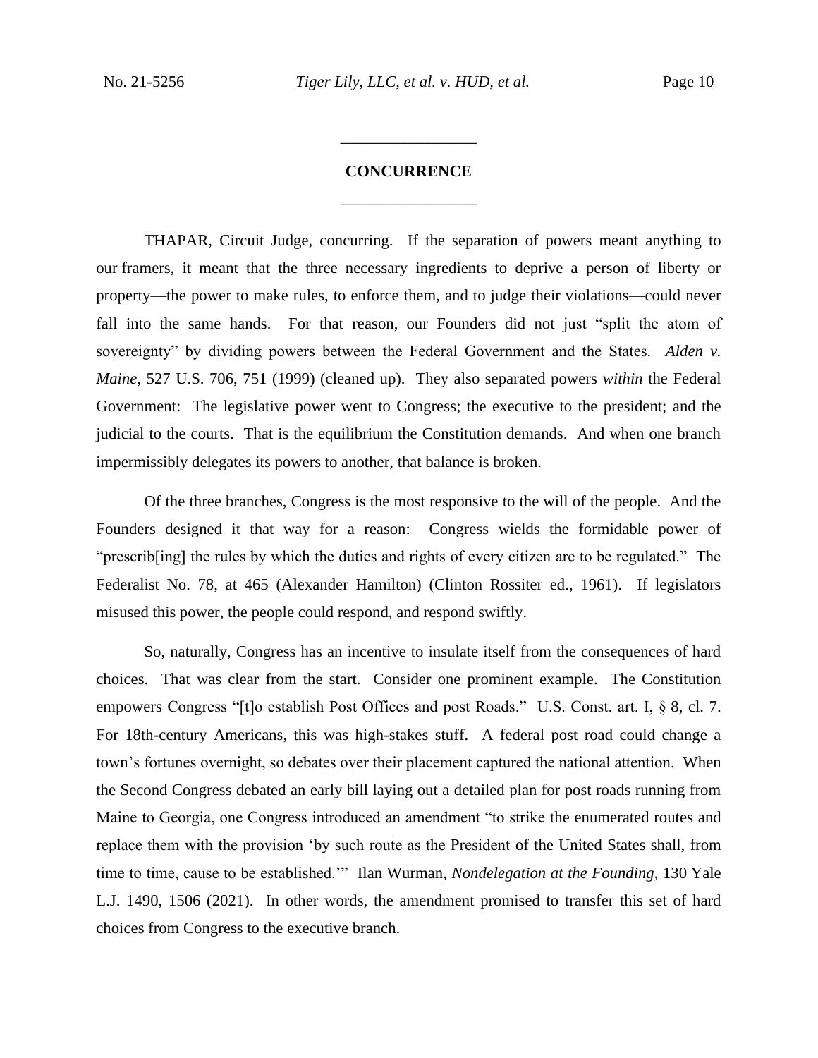## CONCURRENCE

THAPAR, Circuit Judge, concurring. If the separation of powers meant anything to our framers, it meant that the three necessary ingredients to deprive a person of liberty or property—the power to make rules, to enforce them, and to judge their violations—could never fall into the same hands. For that reason, our Founders did not just "split the atom of sovereignty" by dividing powers between the Federal Government and the States. *Alden v. Maine*, 527 U.S. 706, 751 (1999) (cleaned up). They also separated powers *within* the Federal Government: The legislative power went to Congress; the executive to the president; and the judicial to the courts. That is the equilibrium the Constitution demands. And when one branch impermissibly delegates its powers to another, that balance is broken.

Of the three branches, Congress is the most responsive to the will of the people. And the Founders designed it that way for a reason: Congress wields the formidable power of "prescrib[ing] the rules by which the duties and rights of every citizen are to be regulated." The Federalist No. 78, at 465 (Alexander Hamilton) (Clinton Rossiter ed., 1961). If legislators misused this power, the people could respond, and respond swiftly.

So, naturally, Congress has an incentive to insulate itself from the consequences of hard choices. That was clear from the start. Consider one prominent example. The Constitution empowers Congress "[t]o establish Post Offices and post Roads." U.S. Const. art. I, § 8, cl. 7. For 18th-century Americans, this was high-stakes stuff. A federal post road could change a town's fortunes overnight, so debates over their placement captured the national attention. When the Second Congress debated an early bill laying out a detailed plan for post roads running from Maine to Georgia, one Congress introduced an amendment "to strike the enumerated routes and replace them with the provision 'by such route as the President of the United States shall, from time to time, cause to be established.'" Ilan Wurman, *Nondelegation at the Founding*, 130 Yale L.J. 1490, 1506 (2021). In other words, the amendment promised to transfer this set of hard choices from Congress to the executive branch.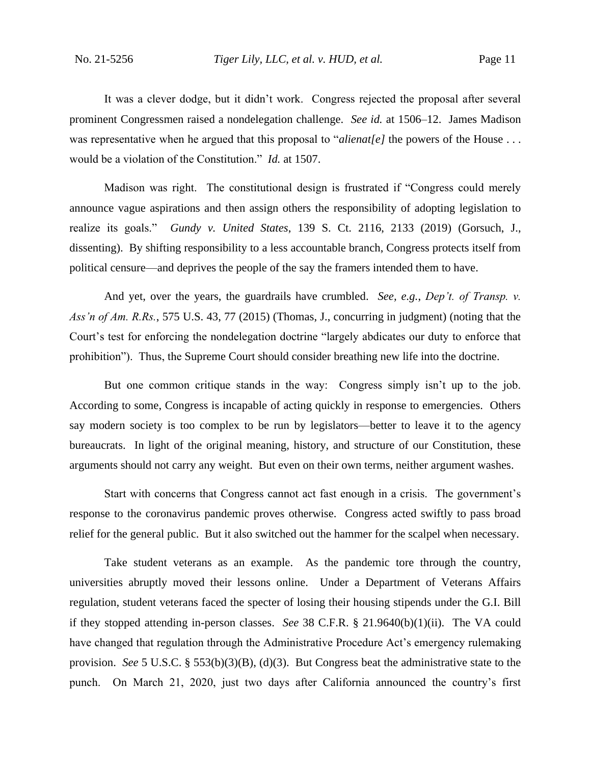It was a clever dodge, but it didn't work. Congress rejected the proposal after several prominent Congressmen raised a nondelegation challenge. *See id.* at 1506–12. James Madison was representative when he argued that this proposal to "*alienat[e]* the powers of the House . . . would be a violation of the Constitution." *Id.* at 1507.

Madison was right. The constitutional design is frustrated if "Congress could merely announce vague aspirations and then assign others the responsibility of adopting legislation to realize its goals." *Gundy v. United States*, 139 S. Ct. 2116, 2133 (2019) (Gorsuch, J., dissenting). By shifting responsibility to a less accountable branch, Congress protects itself from political censure—and deprives the people of the say the framers intended them to have.

And yet, over the years, the guardrails have crumbled. *See, e.g.*, *Dep't. of Transp. v. Ass'n of Am. R.Rs.*, 575 U.S. 43, 77 (2015) (Thomas, J., concurring in judgment) (noting that the Court's test for enforcing the nondelegation doctrine "largely abdicates our duty to enforce that prohibition"). Thus, the Supreme Court should consider breathing new life into the doctrine.

But one common critique stands in the way: Congress simply isn't up to the job. According to some, Congress is incapable of acting quickly in response to emergencies. Others say modern society is too complex to be run by legislators—better to leave it to the agency bureaucrats. In light of the original meaning, history, and structure of our Constitution, these arguments should not carry any weight. But even on their own terms, neither argument washes.

Start with concerns that Congress cannot act fast enough in a crisis. The government's response to the coronavirus pandemic proves otherwise. Congress acted swiftly to pass broad relief for the general public. But it also switched out the hammer for the scalpel when necessary.

Take student veterans as an example. As the pandemic tore through the country, universities abruptly moved their lessons online. Under a Department of Veterans Affairs regulation, student veterans faced the specter of losing their housing stipends under the G.I. Bill if they stopped attending in-person classes. *See* 38 C.F.R. § 21.9640(b)(1)(ii). The VA could have changed that regulation through the Administrative Procedure Act's emergency rulemaking provision. *See* 5 U.S.C. § 553(b)(3)(B), (d)(3). But Congress beat the administrative state to the punch. On March 21, 2020, just two days after California announced the country's first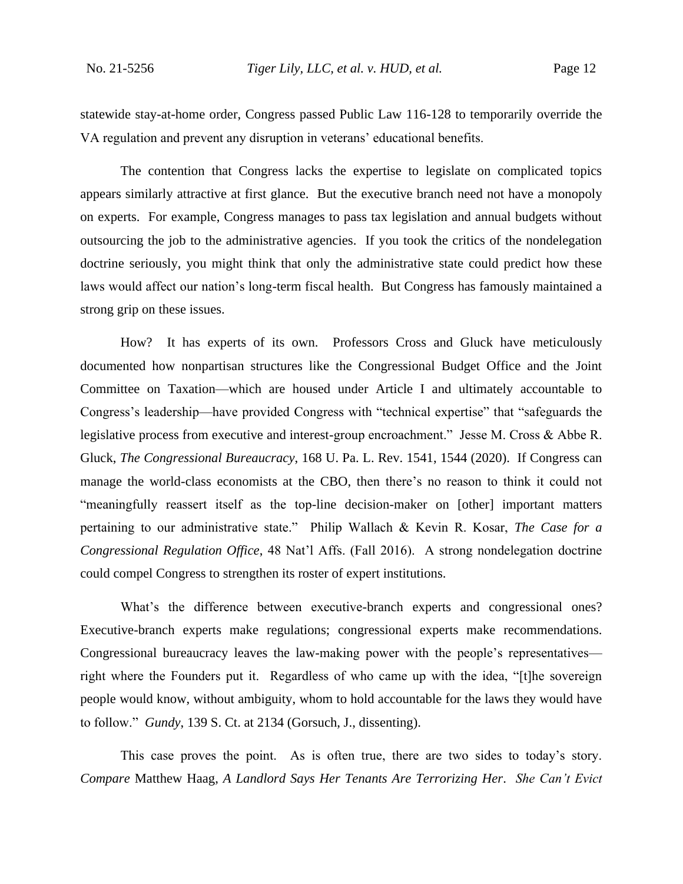statewide stay-at-home order, Congress passed Public Law 116-128 to temporarily override the VA regulation and prevent any disruption in veterans' educational benefits.

The contention that Congress lacks the expertise to legislate on complicated topics appears similarly attractive at first glance. But the executive branch need not have a monopoly on experts. For example, Congress manages to pass tax legislation and annual budgets without outsourcing the job to the administrative agencies. If you took the critics of the nondelegation doctrine seriously, you might think that only the administrative state could predict how these laws would affect our nation's long-term fiscal health. But Congress has famously maintained a strong grip on these issues.

How? It has experts of its own. Professors Cross and Gluck have meticulously documented how nonpartisan structures like the Congressional Budget Office and the Joint Committee on Taxation—which are housed under Article I and ultimately accountable to Congress's leadership—have provided Congress with "technical expertise" that "safeguards the legislative process from executive and interest-group encroachment." Jesse M. Cross & Abbe R. Gluck, *The Congressional Bureaucracy*, 168 U. Pa. L. Rev. 1541, 1544 (2020). If Congress can manage the world-class economists at the CBO, then there's no reason to think it could not "meaningfully reassert itself as the top-line decision-maker on [other] important matters pertaining to our administrative state." Philip Wallach & Kevin R. Kosar, *The Case for a Congressional Regulation Office*, 48 Nat'l Affs. (Fall 2016). A strong nondelegation doctrine could compel Congress to strengthen its roster of expert institutions.

What's the difference between executive-branch experts and congressional ones? Executive-branch experts make regulations; congressional experts make recommendations. Congressional bureaucracy leaves the law-making power with the people's representatives—right where the Founders put it. Regardless of who came up with the idea, "[t]he sovereign people would know, without ambiguity, whom to hold accountable for the laws they would have to follow." *Gundy*, 139 S. Ct. at 2134 (Gorsuch, J., dissenting).

This case proves the point. As is often true, there are two sides to today's story. *Compare* Matthew Haag, *A Landlord Says Her Tenants Are Terrorizing Her. She Can't Evict*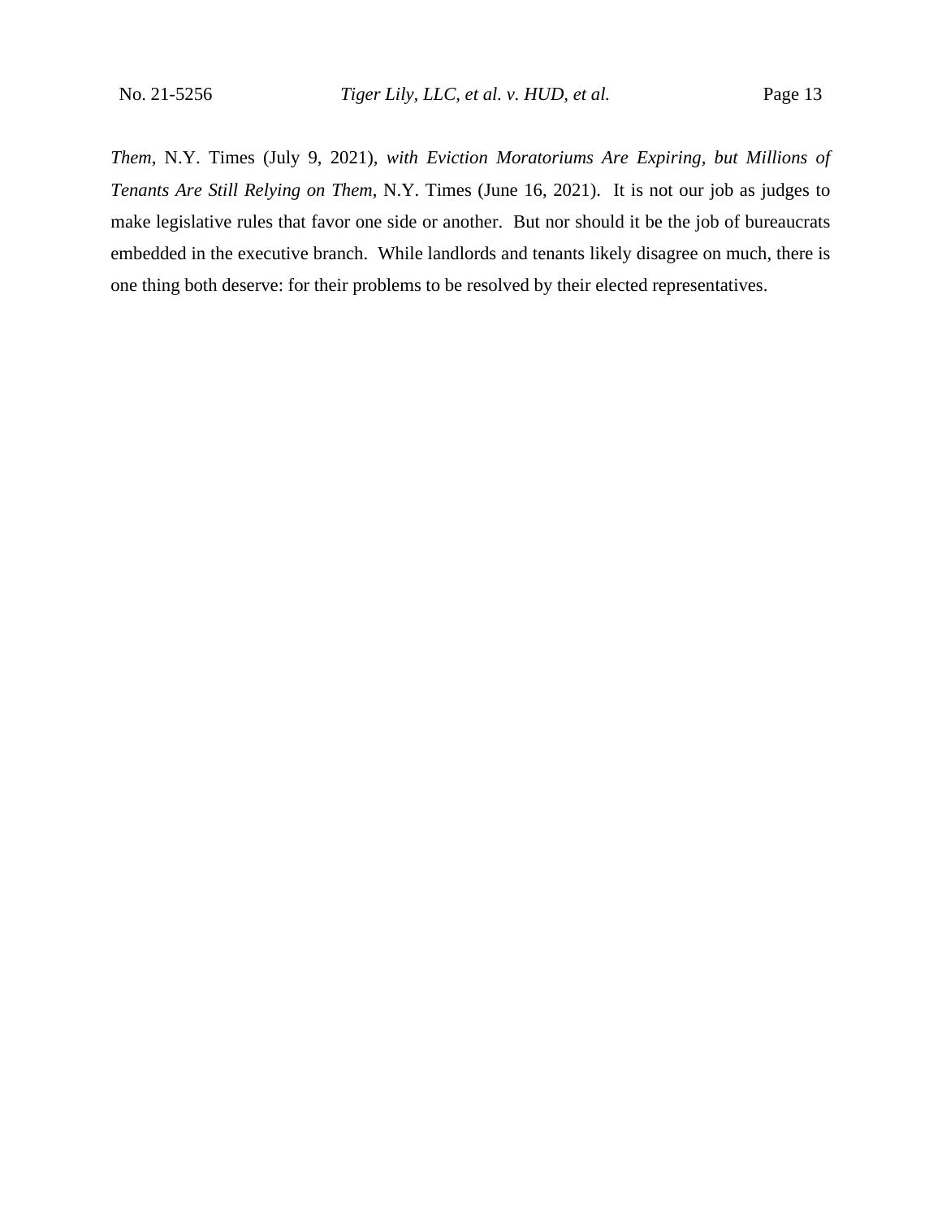*Them*, N.Y. Times (July 9, 2021), *with Eviction Moratoriums Are Expiring, but Millions of Tenants Are Still Relying on Them*, N.Y. Times (June 16, 2021). It is not our job as judges to make legislative rules that favor one side or another. But nor should it be the job of bureaucrats embedded in the executive branch. While landlords and tenants likely disagree on much, there is one thing both deserve: for their problems to be resolved by their elected representatives.